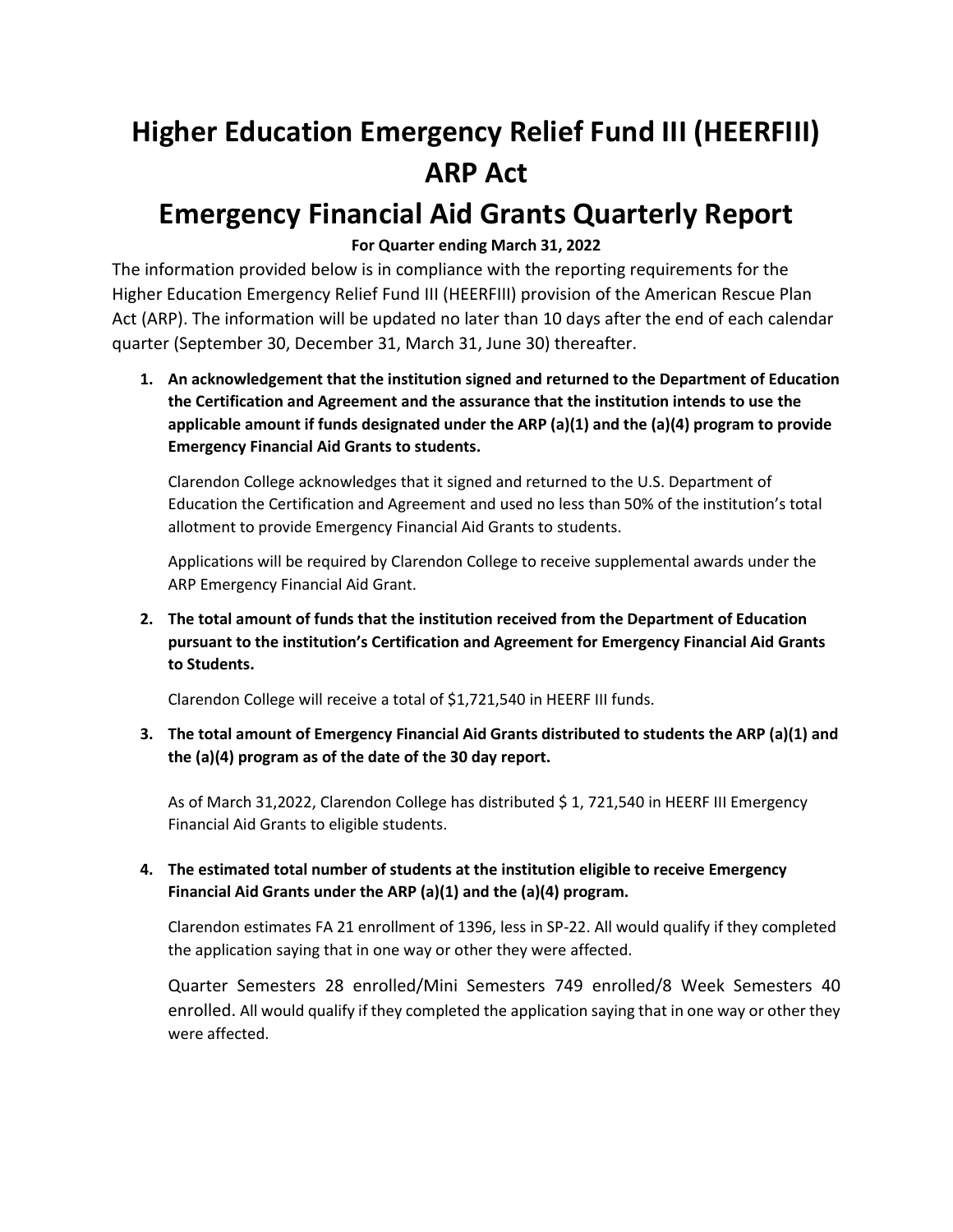# Higher Education Emergency Relief Fund III (HEERFIII) ARP Act

# Emergency Financial Aid Grants Quarterly Report

**For Quarter ending March 31, 2022**

The information provided below is in compliance with the reporting requirements for the Higher Education Emergency Relief Fund III (HEERFIII) provision of the American Rescue Plan Act (ARP). The information will be updated no later than 10 days after the end of each calendar quarter (September 30, December 31, March 31, June 30) thereafter.

1. **An acknowledgement that the institution signed and returned to the Department of Education the Certification and Agreement and the assurance that the institution intends to use the applicable amount if funds designated under the ARP (a)(1) and the (a)(4) program to provide Emergency Financial Aid Grants to students.**

   Clarendon College acknowledges that it signed and returned to the U.S. Department of Education the Certification and Agreement and used no less than 50% of the institution's total allotment to provide Emergency Financial Aid Grants to students.

   Applications will be required by Clarendon College to receive supplemental awards under the ARP Emergency Financial Aid Grant.

2. **The total amount of funds that the institution received from the Department of Education pursuant to the institution's Certification and Agreement for Emergency Financial Aid Grants to Students.**

   Clarendon College will receive a total of $1,721,540 in HEERF III funds.

3. **The total amount of Emergency Financial Aid Grants distributed to students the ARP (a)(1) and the (a)(4) program as of the date of the 30 day report.**

   As of March 31,2022, Clarendon College has distributed $ 1, 721,540 in HEERF III Emergency Financial Aid Grants to eligible students.

4. **The estimated total number of students at the institution eligible to receive Emergency Financial Aid Grants under the ARP (a)(1) and the (a)(4) program.**

   Clarendon estimates FA 21 enrollment of 1396, less in SP-22. All would qualify if they completed the application saying that in one way or other they were affected.

   Quarter Semesters 28 enrolled/Mini Semesters 749 enrolled/8 Week Semesters 40 enrolled. All would qualify if they completed the application saying that in one way or other they were affected.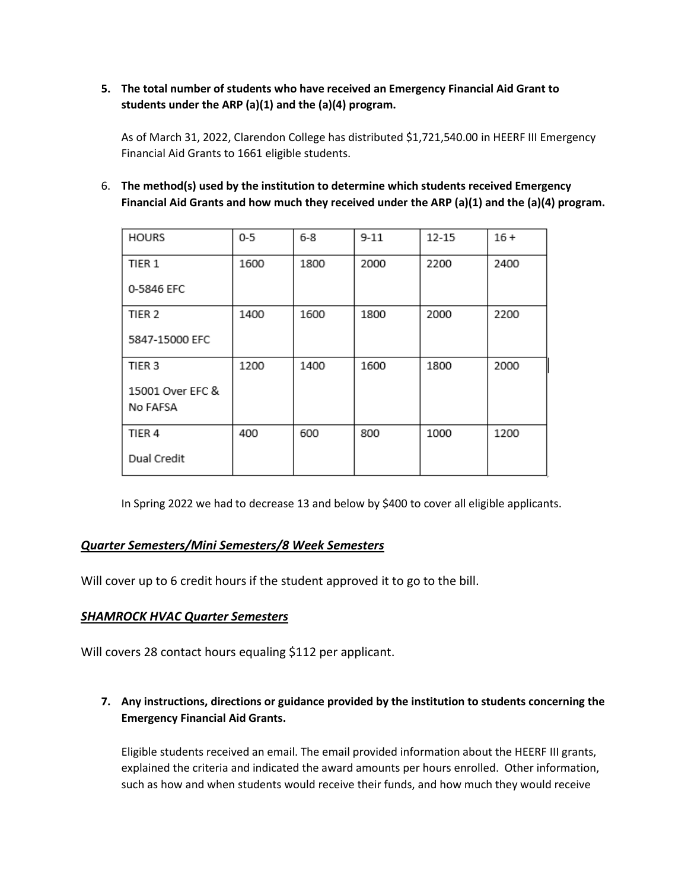5. **The total number of students who have received an Emergency Financial Aid Grant to students under the ARP (a)(1) and the (a)(4) program.**

   As of March 31, 2022, Clarendon College has distributed $1,721,540.00 in HEERF III Emergency Financial Aid Grants to 1661 eligible students.

6. **The method(s) used by the institution to determine which students received Emergency Financial Aid Grants and how much they received under the ARP (a)(1) and the (a)(4) program.**

| HOURS | 0-5 | 6-8 | 9-11 | 12-15 | 16 + |
|---|---|---|---|---|---|
| TIER 1<br>0-5846 EFC | 1600 | 1800 | 2000 | 2200 | 2400 |
| TIER 2<br>5847-15000 EFC | 1400 | 1600 | 1800 | 2000 | 2200 |
| TIER 3<br>15001 Over EFC & No FAFSA | 1200 | 1400 | 1600 | 1800 | 2000 |
| TIER 4<br>Dual Credit | 400 | 600 | 800 | 1000 | 1200 |

In Spring 2022 we had to decrease 13 and below by $400 to cover all eligible applicants.

***<u>Quarter Semesters/Mini Semesters/8 Week Semesters</u>***

Will cover up to 6 credit hours if the student approved it to go to the bill.

***<u>SHAMROCK HVAC Quarter Semesters</u>***

Will covers 28 contact hours equaling $112 per applicant.

7. **Any instructions, directions or guidance provided by the institution to students concerning the Emergency Financial Aid Grants.**

   Eligible students received an email. The email provided information about the HEERF III grants, explained the criteria and indicated the award amounts per hours enrolled. Other information, such as how and when students would receive their funds, and how much they would receive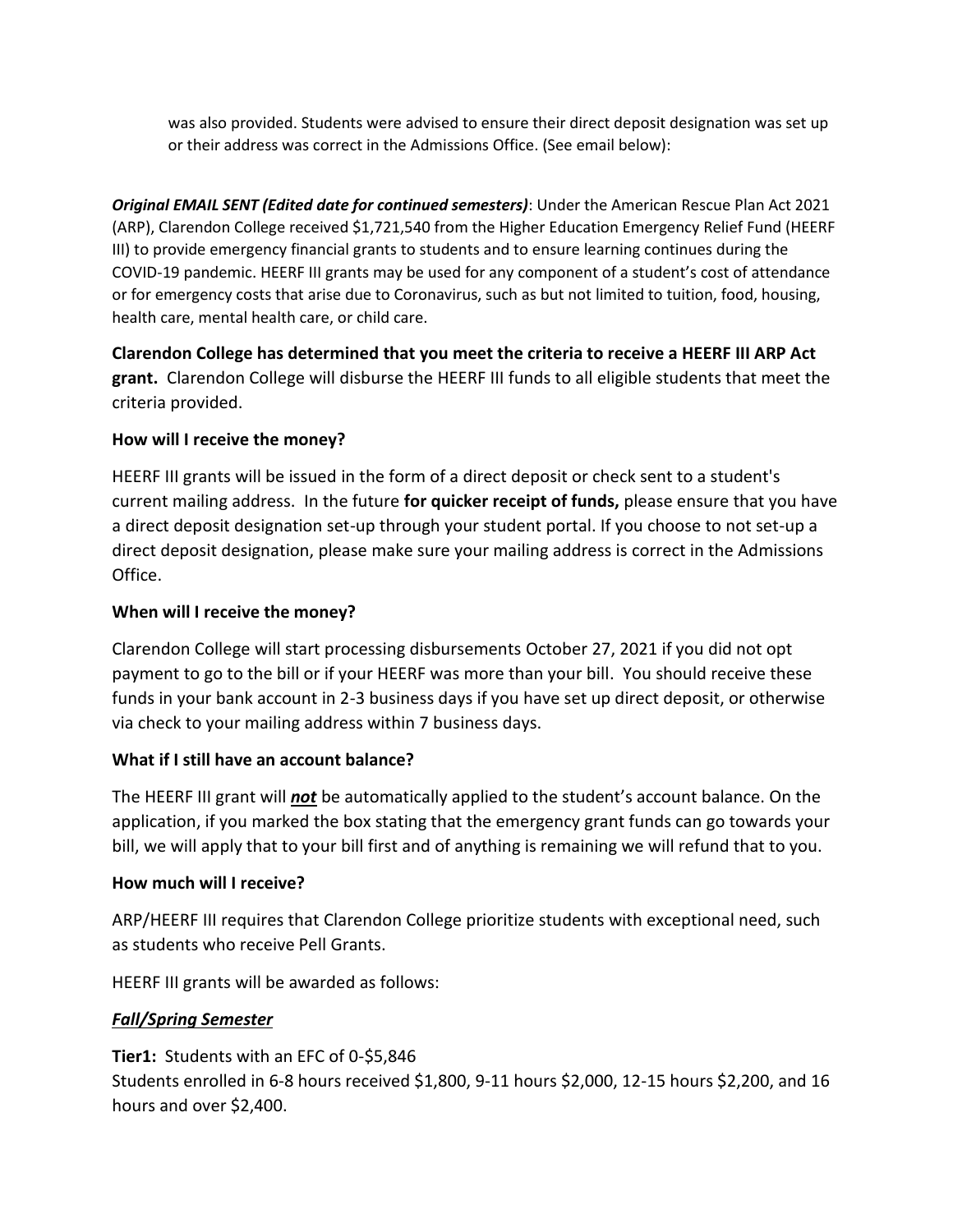was also provided. Students were advised to ensure their direct deposit designation was set up or their address was correct in the Admissions Office. (See email below):

***Original EMAIL SENT (Edited date for continued semesters)***: Under the American Rescue Plan Act 2021 (ARP), Clarendon College received $1,721,540 from the Higher Education Emergency Relief Fund (HEERF III) to provide emergency financial grants to students and to ensure learning continues during the COVID-19 pandemic. HEERF III grants may be used for any component of a student's cost of attendance or for emergency costs that arise due to Coronavirus, such as but not limited to tuition, food, housing, health care, mental health care, or child care.

**Clarendon College has determined that you meet the criteria to receive a HEERF III ARP Act grant.** Clarendon College will disburse the HEERF III funds to all eligible students that meet the criteria provided.

**How will I receive the money?**

HEERF III grants will be issued in the form of a direct deposit or check sent to a student's current mailing address. In the future **for quicker receipt of funds,** please ensure that you have a direct deposit designation set-up through your student portal. If you choose to not set-up a direct deposit designation, please make sure your mailing address is correct in the Admissions Office.

**When will I receive the money?**

Clarendon College will start processing disbursements October 27, 2021 if you did not opt payment to go to the bill or if your HEERF was more than your bill. You should receive these funds in your bank account in 2-3 business days if you have set up direct deposit, or otherwise via check to your mailing address within 7 business days.

**What if I still have an account balance?**

The HEERF III grant will ***not*** be automatically applied to the student's account balance. On the application, if you marked the box stating that the emergency grant funds can go towards your bill, we will apply that to your bill first and of anything is remaining we will refund that to you.

**How much will I receive?**

ARP/HEERF III requires that Clarendon College prioritize students with exceptional need, such as students who receive Pell Grants.

HEERF III grants will be awarded as follows:

***Fall/Spring Semester***

**Tier1:** Students with an EFC of 0-$5,846
Students enrolled in 6-8 hours received $1,800, 9-11 hours $2,000, 12-15 hours $2,200, and 16 hours and over $2,400.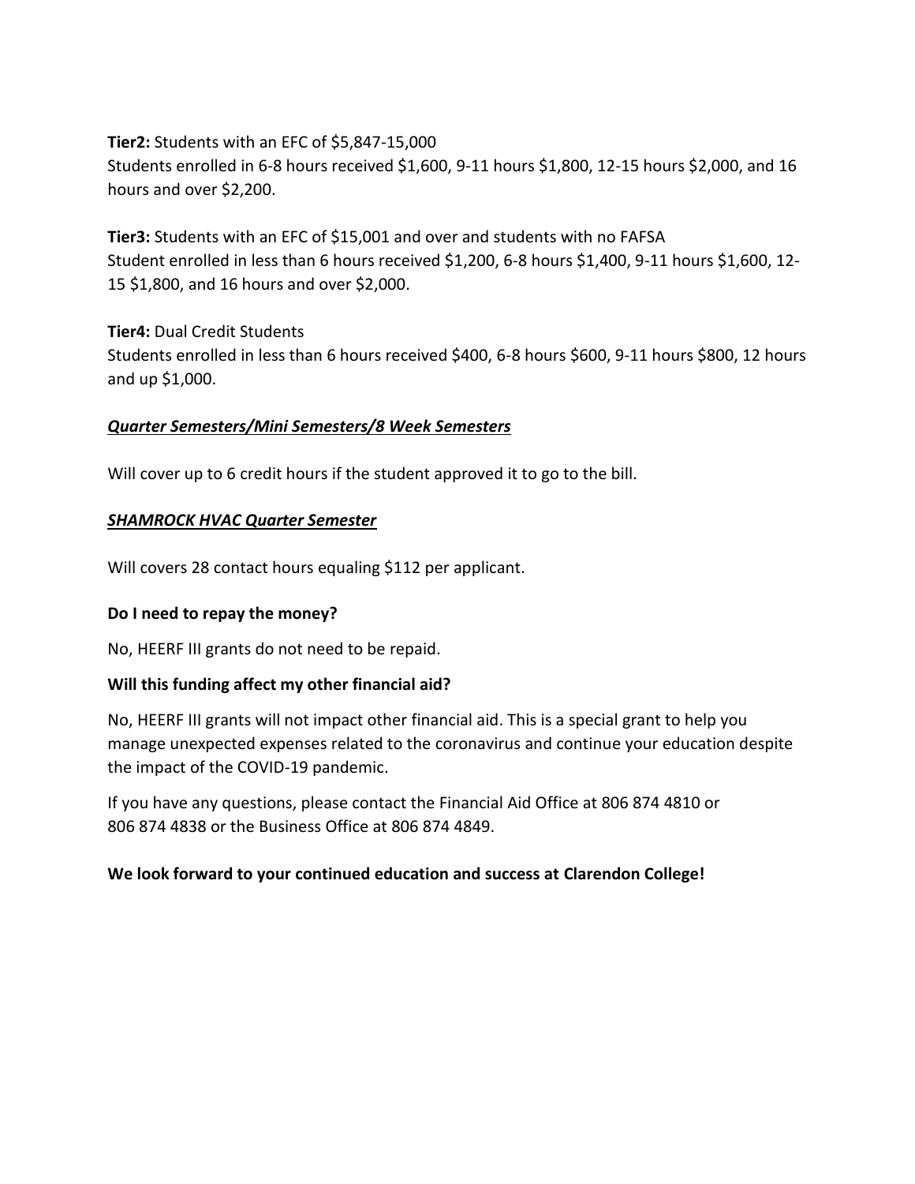**Tier2:** Students with an EFC of $5,847-15,000
Students enrolled in 6-8 hours received $1,600, 9-11 hours $1,800, 12-15 hours $2,000, and 16 hours and over $2,200.

**Tier3:** Students with an EFC of $15,001 and over and students with no FAFSA
Student enrolled in less than 6 hours received $1,200, 6-8 hours $1,400, 9-11 hours $1,600, 12-15 $1,800, and 16 hours and over $2,000.

**Tier4:** Dual Credit Students
Students enrolled in less than 6 hours received $400, 6-8 hours $600, 9-11 hours $800, 12 hours and up $1,000.

***Quarter Semesters/Mini Semesters/8 Week Semesters***

Will cover up to 6 credit hours if the student approved it to go to the bill.

***SHAMROCK HVAC Quarter Semester***

Will covers 28 contact hours equaling $112 per applicant.

**Do I need to repay the money?**

No, HEERF III grants do not need to be repaid.

**Will this funding affect my other financial aid?**

No, HEERF III grants will not impact other financial aid. This is a special grant to help you manage unexpected expenses related to the coronavirus and continue your education despite the impact of the COVID-19 pandemic.

If you have any questions, please contact the Financial Aid Office at 806 874 4810 or 806 874 4838 or the Business Office at 806 874 4849.

**We look forward to your continued education and success at Clarendon College!**